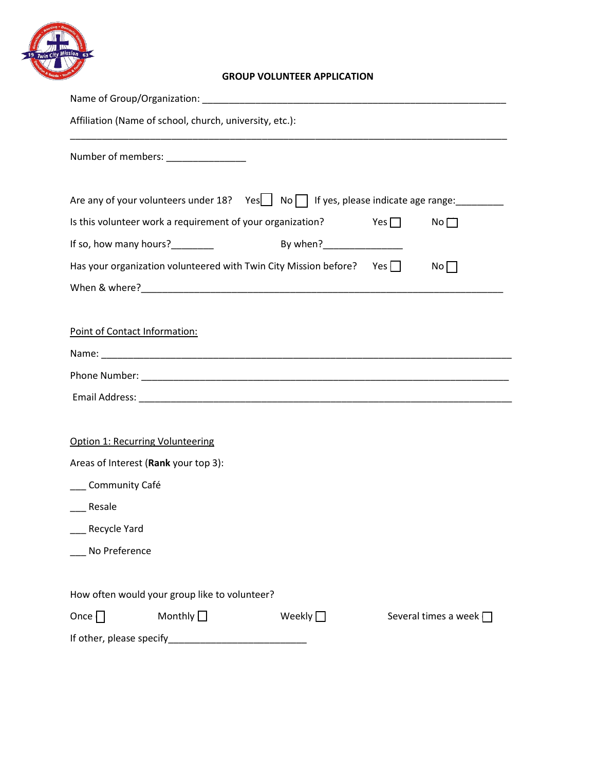# GROUP VOLUNTEER APPLICATION

Name of Group/Organization: ___________________________________________________________

Affiliation (Name of school, church, university, etc.):

_______________________________________________________________________________

Number of members: _______________

Are any of your volunteers under 18? Yes☐ No☐ If yes, please indicate age range:_________

Is this volunteer work a requirement of your organization? Yes☐ No☐

If so, how many hours?________ By when?_______________

Has your organization volunteered with Twin City Mission before? Yes☐ No☐

When & where?_______________________________________________________________________

Point of Contact Information:

Name: _______________________________________________________________________________

Phone Number: _______________________________________________________________________

Email Address: _______________________________________________________________________

Option 1: Recurring Volunteering

Areas of Interest (**Rank** your top 3):

___ Community Café

___ Resale

___ Recycle Yard

___ No Preference

How often would your group like to volunteer?

Once ☐ Monthly ☐ Weekly ☐ Several times a week ☐

If other, please specify___________________________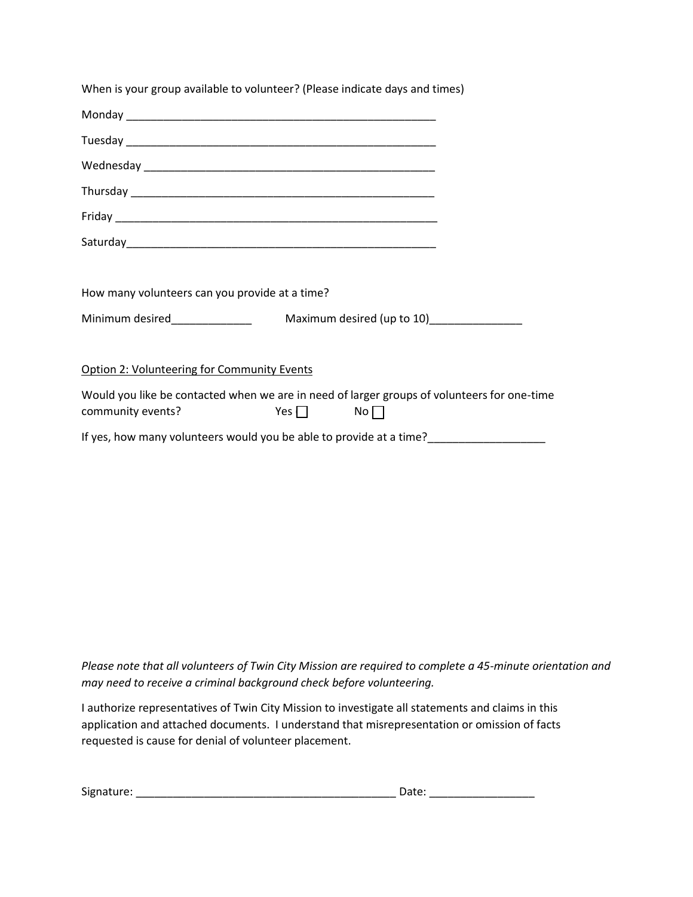When is your group available to volunteer? (Please indicate days and times)

Monday ___________________________________________________

Tuesday ___________________________________________________

Wednesday _______________________________________________

Thursday _________________________________________________

Friday _____________________________________________________

Saturday___________________________________________________

How many volunteers can you provide at a time?

Minimum desired_____________ Maximum desired (up to 10)_______________

Option 2: Volunteering for Community Events

Would you like be contacted when we are in need of larger groups of volunteers for one-time community events? Yes ☐ No ☐

If yes, how many volunteers would you be able to provide at a time?___________________

*Please note that all volunteers of Twin City Mission are required to complete a 45-minute orientation and may need to receive a criminal background check before volunteering.*

I authorize representatives of Twin City Mission to investigate all statements and claims in this application and attached documents. I understand that misrepresentation or omission of facts requested is cause for denial of volunteer placement.

Signature: ___________________________________________ Date: _________________